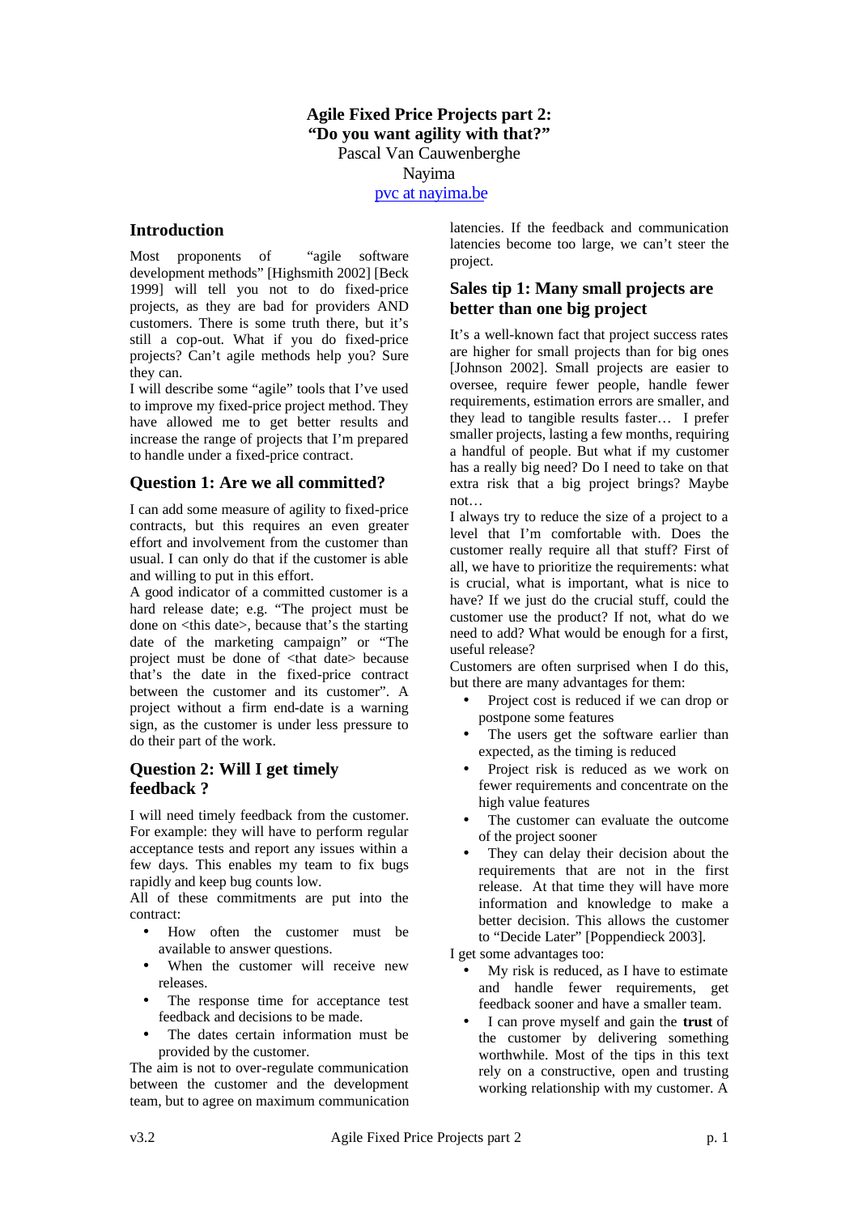# Agile Fixed Price Projects part 2: "Do you want agility with that?"

Pascal Van Cauwenberghe

Nayima

pvc at nayima.be

## Introduction

Most proponents of "agile software development methods" [Highsmith 2002] [Beck 1999] will tell you not to do fixed-price projects, as they are bad for providers AND customers. There is some truth there, but it's still a cop-out. What if you do fixed-price projects? Can't agile methods help you? Sure they can.

I will describe some "agile" tools that I've used to improve my fixed-price project method. They have allowed me to get better results and increase the range of projects that I'm prepared to handle under a fixed-price contract.

## Question 1: Are we all committed?

I can add some measure of agility to fixed-price contracts, but this requires an even greater effort and involvement from the customer than usual. I can only do that if the customer is able and willing to put in this effort.

A good indicator of a committed customer is a hard release date; e.g. "The project must be done on <this date>, because that's the starting date of the marketing campaign" or "The project must be done of <that date> because that's the date in the fixed-price contract between the customer and its customer". A project without a firm end-date is a warning sign, as the customer is under less pressure to do their part of the work.

## Question 2: Will I get timely feedback ?

I will need timely feedback from the customer. For example: they will have to perform regular acceptance tests and report any issues within a few days. This enables my team to fix bugs rapidly and keep bug counts low.

All of these commitments are put into the contract:

- How often the customer must be available to answer questions.
- When the customer will receive new releases.
- The response time for acceptance test feedback and decisions to be made.
- The dates certain information must be provided by the customer.

The aim is not to over-regulate communication between the customer and the development team, but to agree on maximum communication latencies. If the feedback and communication latencies become too large, we can't steer the project.

## Sales tip 1: Many small projects are better than one big project

It's a well-known fact that project success rates are higher for small projects than for big ones [Johnson 2002]. Small projects are easier to oversee, require fewer people, handle fewer requirements, estimation errors are smaller, and they lead to tangible results faster… I prefer smaller projects, lasting a few months, requiring a handful of people. But what if my customer has a really big need? Do I need to take on that extra risk that a big project brings? Maybe not…

I always try to reduce the size of a project to a level that I'm comfortable with. Does the customer really require all that stuff? First of all, we have to prioritize the requirements: what is crucial, what is important, what is nice to have? If we just do the crucial stuff, could the customer use the product? If not, what do we need to add? What would be enough for a first, useful release?

Customers are often surprised when I do this, but there are many advantages for them:

- Project cost is reduced if we can drop or postpone some features
- The users get the software earlier than expected, as the timing is reduced
- Project risk is reduced as we work on fewer requirements and concentrate on the high value features
- The customer can evaluate the outcome of the project sooner
- They can delay their decision about the requirements that are not in the first release. At that time they will have more information and knowledge to make a better decision. This allows the customer to "Decide Later" [Poppendieck 2003].

I get some advantages too:

- My risk is reduced, as I have to estimate and handle fewer requirements, get feedback sooner and have a smaller team.
- I can prove myself and gain the **trust** of the customer by delivering something worthwhile. Most of the tips in this text rely on a constructive, open and trusting working relationship with my customer. A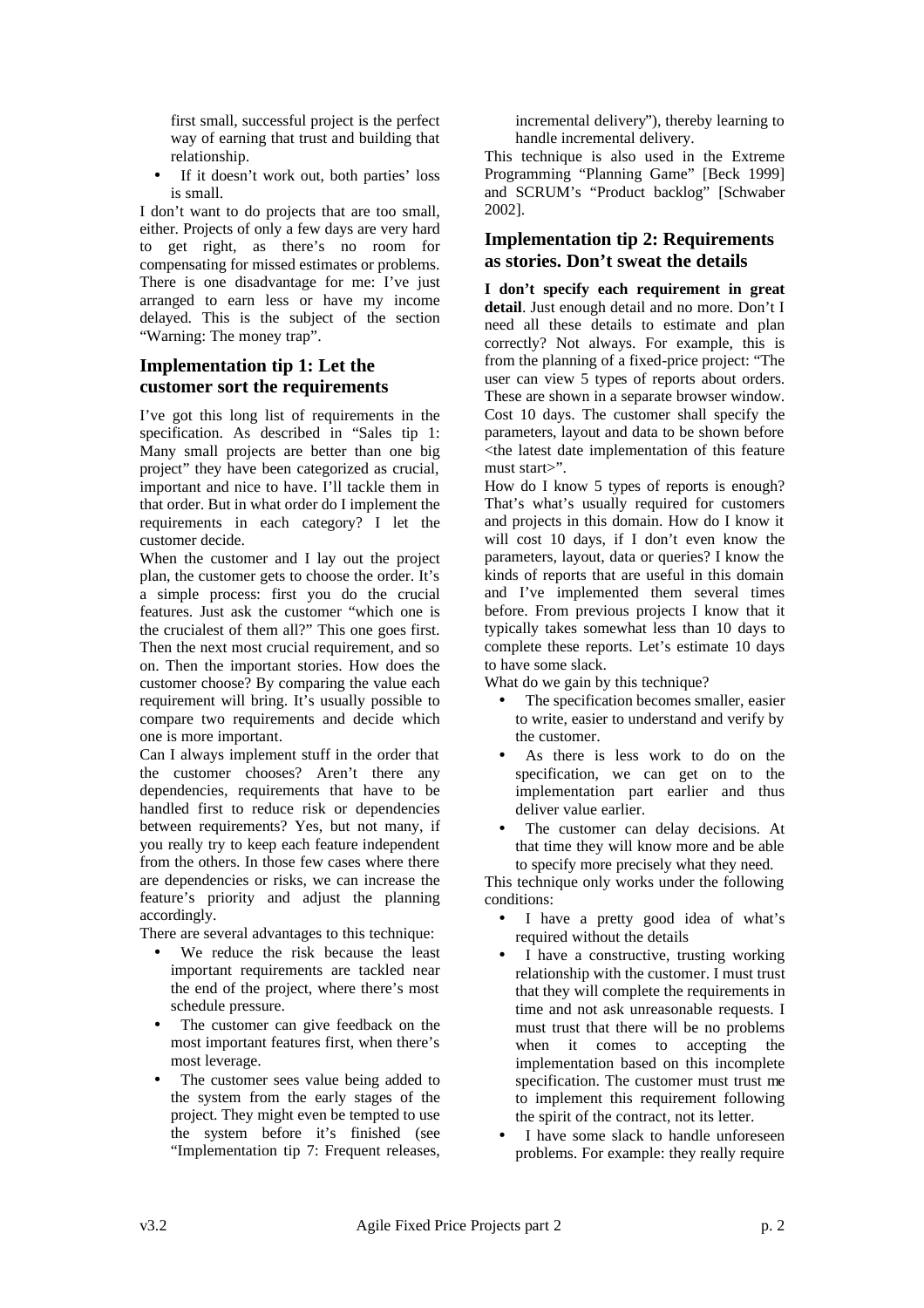- first small, successful project is the perfect way of earning that trust and building that relationship.
- If it doesn't work out, both parties' loss is small.

I don't want to do projects that are too small, either. Projects of only a few days are very hard to get right, as there's no room for compensating for missed estimates or problems. There is one disadvantage for me: I've just arranged to earn less or have my income delayed. This is the subject of the section "Warning: The money trap".

## Implementation tip 1: Let the customer sort the requirements

I've got this long list of requirements in the specification. As described in "Sales tip 1: Many small projects are better than one big project" they have been categorized as crucial, important and nice to have. I'll tackle them in that order. But in what order do I implement the requirements in each category? I let the customer decide.

When the customer and I lay out the project plan, the customer gets to choose the order. It's a simple process: first you do the crucial features. Just ask the customer "which one is the crucialest of them all?" This one goes first. Then the next most crucial requirement, and so on. Then the important stories. How does the customer choose? By comparing the value each requirement will bring. It's usually possible to compare two requirements and decide which one is more important.

Can I always implement stuff in the order that the customer chooses? Aren't there any dependencies, requirements that have to be handled first to reduce risk or dependencies between requirements? Yes, but not many, if you really try to keep each feature independent from the others. In those few cases where there are dependencies or risks, we can increase the feature's priority and adjust the planning accordingly.

There are several advantages to this technique:

- We reduce the risk because the least important requirements are tackled near the end of the project, where there's most schedule pressure.
- The customer can give feedback on the most important features first, when there's most leverage.
- The customer sees value being added to the system from the early stages of the project. They might even be tempted to use the system before it's finished (see "Implementation tip 7: Frequent releases, incremental delivery"), thereby learning to handle incremental delivery.

This technique is also used in the Extreme Programming "Planning Game" [Beck 1999] and SCRUM's "Product backlog" [Schwaber 2002].

## Implementation tip 2: Requirements as stories. Don't sweat the details

**I don't specify each requirement in great detail**. Just enough detail and no more. Don't I need all these details to estimate and plan correctly? Not always. For example, this is from the planning of a fixed-price project: "The user can view 5 types of reports about orders. These are shown in a separate browser window. Cost 10 days. The customer shall specify the parameters, layout and data to be shown before <the latest date implementation of this feature must start>".

How do I know 5 types of reports is enough? That's what's usually required for customers and projects in this domain. How do I know it will cost 10 days, if I don't even know the parameters, layout, data or queries? I know the kinds of reports that are useful in this domain and I've implemented them several times before. From previous projects I know that it typically takes somewhat less than 10 days to complete these reports. Let's estimate 10 days to have some slack.

What do we gain by this technique?

- The specification becomes smaller, easier to write, easier to understand and verify by the customer.
- As there is less work to do on the specification, we can get on to the implementation part earlier and thus deliver value earlier.
- The customer can delay decisions. At that time they will know more and be able to specify more precisely what they need.

This technique only works under the following conditions:

- I have a pretty good idea of what's required without the details
- I have a constructive, trusting working relationship with the customer. I must trust that they will complete the requirements in time and not ask unreasonable requests. I must trust that there will be no problems when it comes to accepting the implementation based on this incomplete specification. The customer must trust me to implement this requirement following the spirit of the contract, not its letter.
- I have some slack to handle unforeseen problems. For example: they really require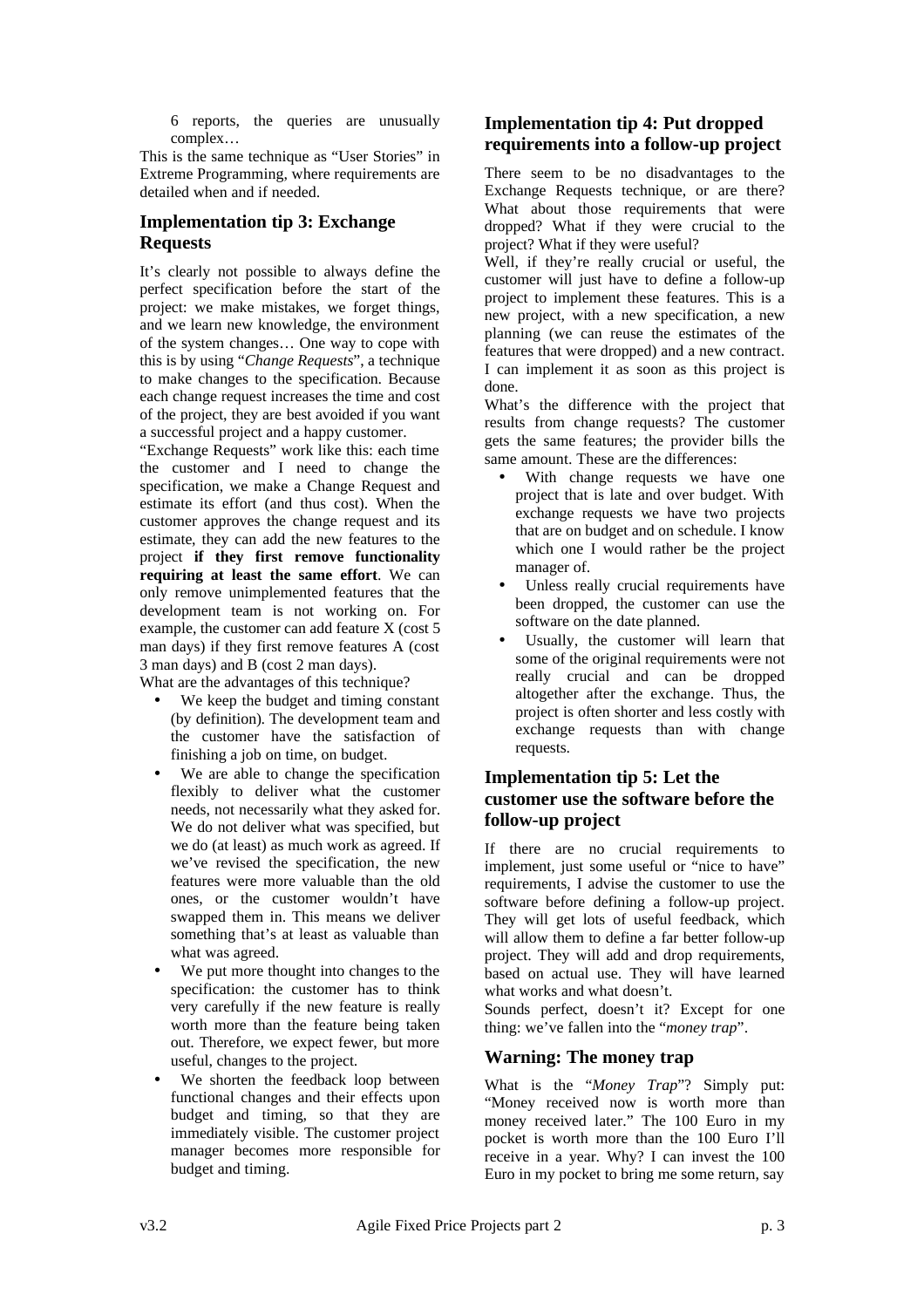6 reports, the queries are unusually complex…

This is the same technique as "User Stories" in Extreme Programming, where requirements are detailed when and if needed.

### Implementation tip 3: Exchange Requests

It's clearly not possible to always define the perfect specification before the start of the project: we make mistakes, we forget things, and we learn new knowledge, the environment of the system changes… One way to cope with this is by using "*Change Requests*", a technique to make changes to the specification. Because each change request increases the time and cost of the project, they are best avoided if you want a successful project and a happy customer.

"Exchange Requests" work like this: each time the customer and I need to change the specification, we make a Change Request and estimate its effort (and thus cost). When the customer approves the change request and its estimate, they can add the new features to the project **if they first remove functionality requiring at least the same effort**. We can only remove unimplemented features that the development team is not working on. For example, the customer can add feature X (cost 5 man days) if they first remove features A (cost 3 man days) and B (cost 2 man days).

What are the advantages of this technique?

- We keep the budget and timing constant (by definition). The development team and the customer have the satisfaction of finishing a job on time, on budget.
- We are able to change the specification flexibly to deliver what the customer needs, not necessarily what they asked for. We do not deliver what was specified, but we do (at least) as much work as agreed. If we've revised the specification, the new features were more valuable than the old ones, or the customer wouldn't have swapped them in. This means we deliver something that's at least as valuable than what was agreed.
- We put more thought into changes to the specification: the customer has to think very carefully if the new feature is really worth more than the feature being taken out. Therefore, we expect fewer, but more useful, changes to the project.
- We shorten the feedback loop between functional changes and their effects upon budget and timing, so that they are immediately visible. The customer project manager becomes more responsible for budget and timing.

### Implementation tip 4: Put dropped requirements into a follow-up project

There seem to be no disadvantages to the Exchange Requests technique, or are there? What about those requirements that were dropped? What if they were crucial to the project? What if they were useful?

Well, if they're really crucial or useful, the customer will just have to define a follow-up project to implement these features. This is a new project, with a new specification, a new planning (we can reuse the estimates of the features that were dropped) and a new contract. I can implement it as soon as this project is done.

What's the difference with the project that results from change requests? The customer gets the same features; the provider bills the same amount. These are the differences:

- With change requests we have one project that is late and over budget. With exchange requests we have two projects that are on budget and on schedule. I know which one I would rather be the project manager of.
- Unless really crucial requirements have been dropped, the customer can use the software on the date planned.
- Usually, the customer will learn that some of the original requirements were not really crucial and can be dropped altogether after the exchange. Thus, the project is often shorter and less costly with exchange requests than with change requests.

### Implementation tip 5: Let the customer use the software before the follow-up project

If there are no crucial requirements to implement, just some useful or "nice to have" requirements, I advise the customer to use the software before defining a follow-up project. They will get lots of useful feedback, which will allow them to define a far better follow-up project. They will add and drop requirements, based on actual use. They will have learned what works and what doesn't.

Sounds perfect, doesn't it? Except for one thing: we've fallen into the "*money trap*".

### Warning: The money trap

What is the "*Money Trap*"? Simply put: "Money received now is worth more than money received later." The 100 Euro in my pocket is worth more than the 100 Euro I'll receive in a year. Why? I can invest the 100 Euro in my pocket to bring me some return, say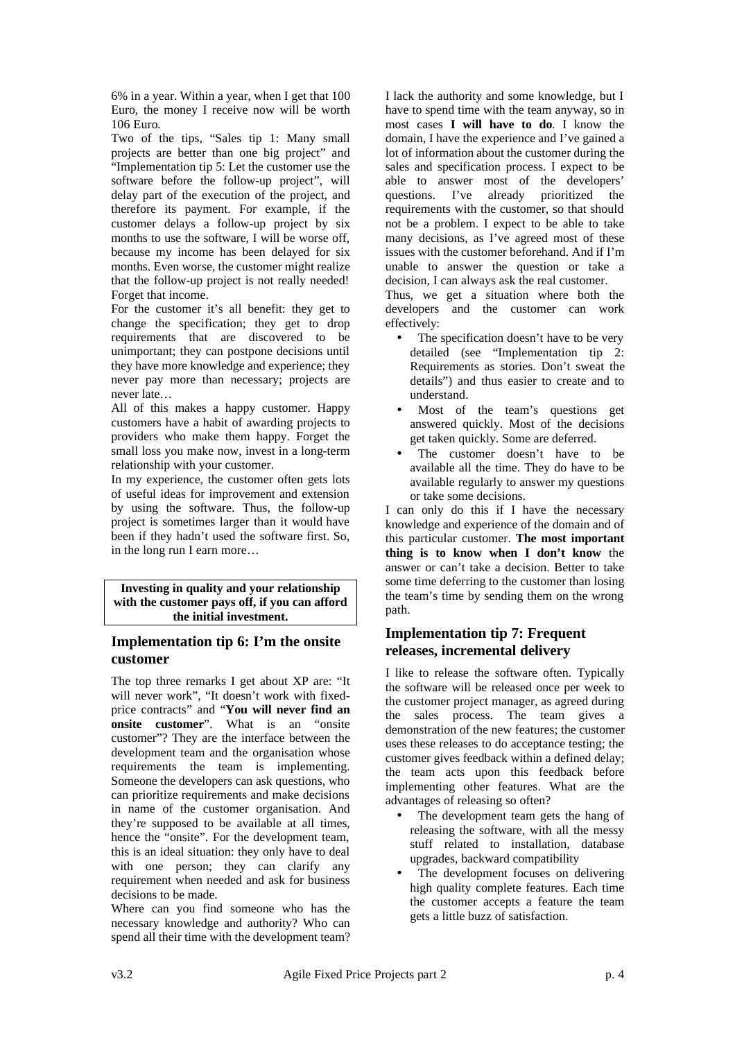6% in a year. Within a year, when I get that 100 Euro, the money I receive now will be worth 106 Euro.

Two of the tips, "Sales tip 1: Many small projects are better than one big project" and "Implementation tip 5: Let the customer use the software before the follow-up project", will delay part of the execution of the project, and therefore its payment. For example, if the customer delays a follow-up project by six months to use the software, I will be worse off, because my income has been delayed for six months. Even worse, the customer might realize that the follow-up project is not really needed! Forget that income.

For the customer it's all benefit: they get to change the specification; they get to drop requirements that are discovered to be unimportant; they can postpone decisions until they have more knowledge and experience; they never pay more than necessary; projects are never late…

All of this makes a happy customer. Happy customers have a habit of awarding projects to providers who make them happy. Forget the small loss you make now, invest in a long-term relationship with your customer.

In my experience, the customer often gets lots of useful ideas for improvement and extension by using the software. Thus, the follow-up project is sometimes larger than it would have been if they hadn't used the software first. So, in the long run I earn more…

**Investing in quality and your relationship with the customer pays off, if you can afford the initial investment.**

## Implementation tip 6: I'm the onsite customer

The top three remarks I get about XP are: "It will never work", "It doesn't work with fixed-price contracts" and "**You will never find an onsite customer**". What is an "onsite customer"? They are the interface between the development team and the organisation whose requirements the team is implementing. Someone the developers can ask questions, who can prioritize requirements and make decisions in name of the customer organisation. And they're supposed to be available at all times, hence the "onsite". For the development team, this is an ideal situation: they only have to deal with one person; they can clarify any requirement when needed and ask for business decisions to be made.

Where can you find someone who has the necessary knowledge and authority? Who can spend all their time with the development team? I lack the authority and some knowledge, but I have to spend time with the team anyway, so in most cases **I will have to do**. I know the domain, I have the experience and I've gained a lot of information about the customer during the sales and specification process. I expect to be able to answer most of the developers' questions. I've already prioritized the requirements with the customer, so that should not be a problem. I expect to be able to take many decisions, as I've agreed most of these issues with the customer beforehand. And if I'm unable to answer the question or take a decision, I can always ask the real customer.

Thus, we get a situation where both the developers and the customer can work effectively:

- The specification doesn't have to be very detailed (see "Implementation tip 2: Requirements as stories. Don't sweat the details") and thus easier to create and to understand.
- Most of the team's questions get answered quickly. Most of the decisions get taken quickly. Some are deferred.
- The customer doesn't have to be available all the time. They do have to be available regularly to answer my questions or take some decisions.

I can only do this if I have the necessary knowledge and experience of the domain and of this particular customer. **The most important thing is to know when I don't know** the answer or can't take a decision. Better to take some time deferring to the customer than losing the team's time by sending them on the wrong path.

## Implementation tip 7: Frequent releases, incremental delivery

I like to release the software often. Typically the software will be released once per week to the customer project manager, as agreed during the sales process. The team gives a demonstration of the new features; the customer uses these releases to do acceptance testing; the customer gives feedback within a defined delay; the team acts upon this feedback before implementing other features. What are the advantages of releasing so often?

- The development team gets the hang of releasing the software, with all the messy stuff related to installation, database upgrades, backward compatibility
- The development focuses on delivering high quality complete features. Each time the customer accepts a feature the team gets a little buzz of satisfaction.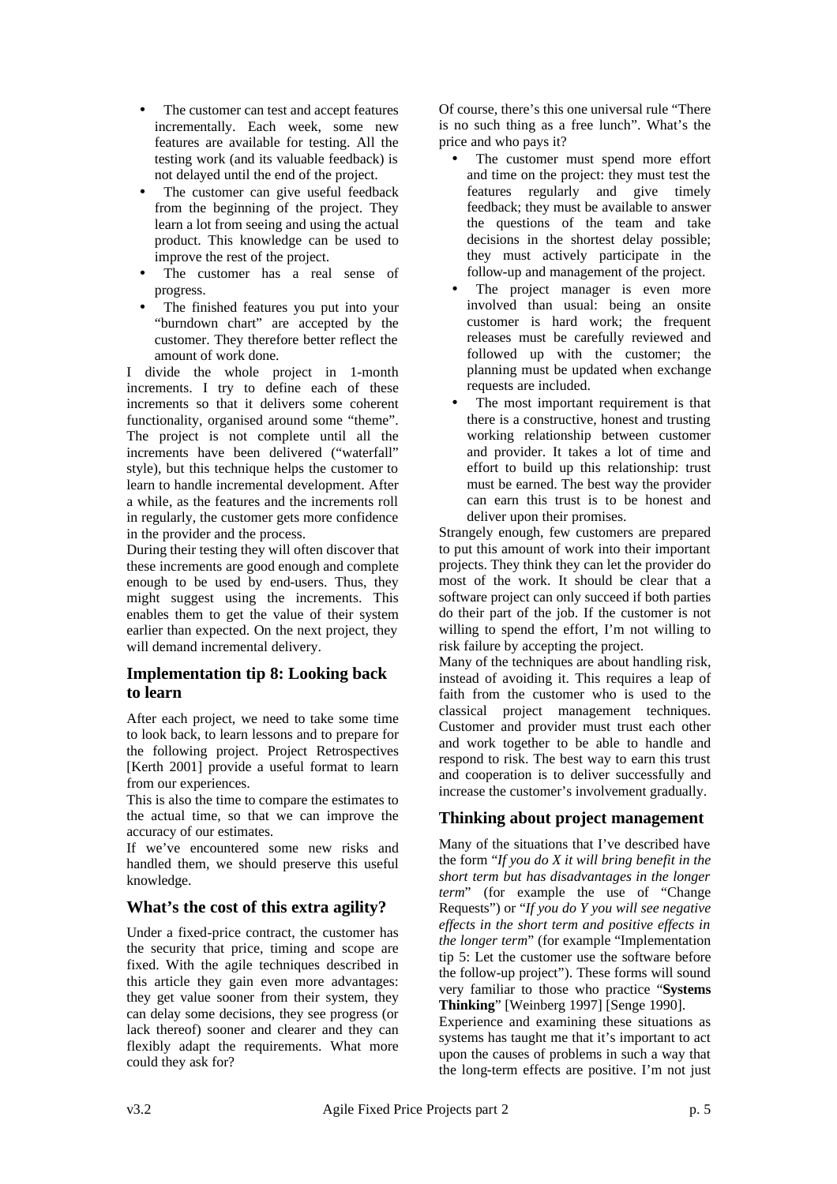- The customer can test and accept features incrementally. Each week, some new features are available for testing. All the testing work (and its valuable feedback) is not delayed until the end of the project.
- The customer can give useful feedback from the beginning of the project. They learn a lot from seeing and using the actual product. This knowledge can be used to improve the rest of the project.
- The customer has a real sense of progress.
- The finished features you put into your "burndown chart" are accepted by the customer. They therefore better reflect the amount of work done.

I divide the whole project in 1-month increments. I try to define each of these increments so that it delivers some coherent functionality, organised around some "theme". The project is not complete until all the increments have been delivered ("waterfall" style), but this technique helps the customer to learn to handle incremental development. After a while, as the features and the increments roll in regularly, the customer gets more confidence in the provider and the process.

During their testing they will often discover that these increments are good enough and complete enough to be used by end-users. Thus, they might suggest using the increments. This enables them to get the value of their system earlier than expected. On the next project, they will demand incremental delivery.

### Implementation tip 8: Looking back to learn

After each project, we need to take some time to look back, to learn lessons and to prepare for the following project. Project Retrospectives [Kerth 2001] provide a useful format to learn from our experiences.

This is also the time to compare the estimates to the actual time, so that we can improve the accuracy of our estimates.

If we've encountered some new risks and handled them, we should preserve this useful knowledge.

## What's the cost of this extra agility?

Under a fixed-price contract, the customer has the security that price, timing and scope are fixed. With the agile techniques described in this article they gain even more advantages: they get value sooner from their system, they can delay some decisions, they see progress (or lack thereof) sooner and clearer and they can flexibly adapt the requirements. What more could they ask for?

Of course, there's this one universal rule "There is no such thing as a free lunch". What's the price and who pays it?

- The customer must spend more effort and time on the project: they must test the features regularly and give timely feedback; they must be available to answer the questions of the team and take decisions in the shortest delay possible; they must actively participate in the follow-up and management of the project.
- The project manager is even more involved than usual: being an onsite customer is hard work; the frequent releases must be carefully reviewed and followed up with the customer; the planning must be updated when exchange requests are included.
- The most important requirement is that there is a constructive, honest and trusting working relationship between customer and provider. It takes a lot of time and effort to build up this relationship: trust must be earned. The best way the provider can earn this trust is to be honest and deliver upon their promises.

Strangely enough, few customers are prepared to put this amount of work into their important projects. They think they can let the provider do most of the work. It should be clear that a software project can only succeed if both parties do their part of the job. If the customer is not willing to spend the effort, I'm not willing to risk failure by accepting the project.

Many of the techniques are about handling risk, instead of avoiding it. This requires a leap of faith from the customer who is used to the classical project management techniques. Customer and provider must trust each other and work together to be able to handle and respond to risk. The best way to earn this trust and cooperation is to deliver successfully and increase the customer's involvement gradually.

## Thinking about project management

Many of the situations that I've described have the form "*If you do X it will bring benefit in the short term but has disadvantages in the longer term*" (for example the use of "Change Requests") or "*If you do Y you will see negative effects in the short term and positive effects in the longer term*" (for example "Implementation tip 5: Let the customer use the software before the follow-up project"). These forms will sound very familiar to those who practice "**Systems Thinking**" [Weinberg 1997] [Senge 1990].

Experience and examining these situations as systems has taught me that it's important to act upon the causes of problems in such a way that the long-term effects are positive. I'm not just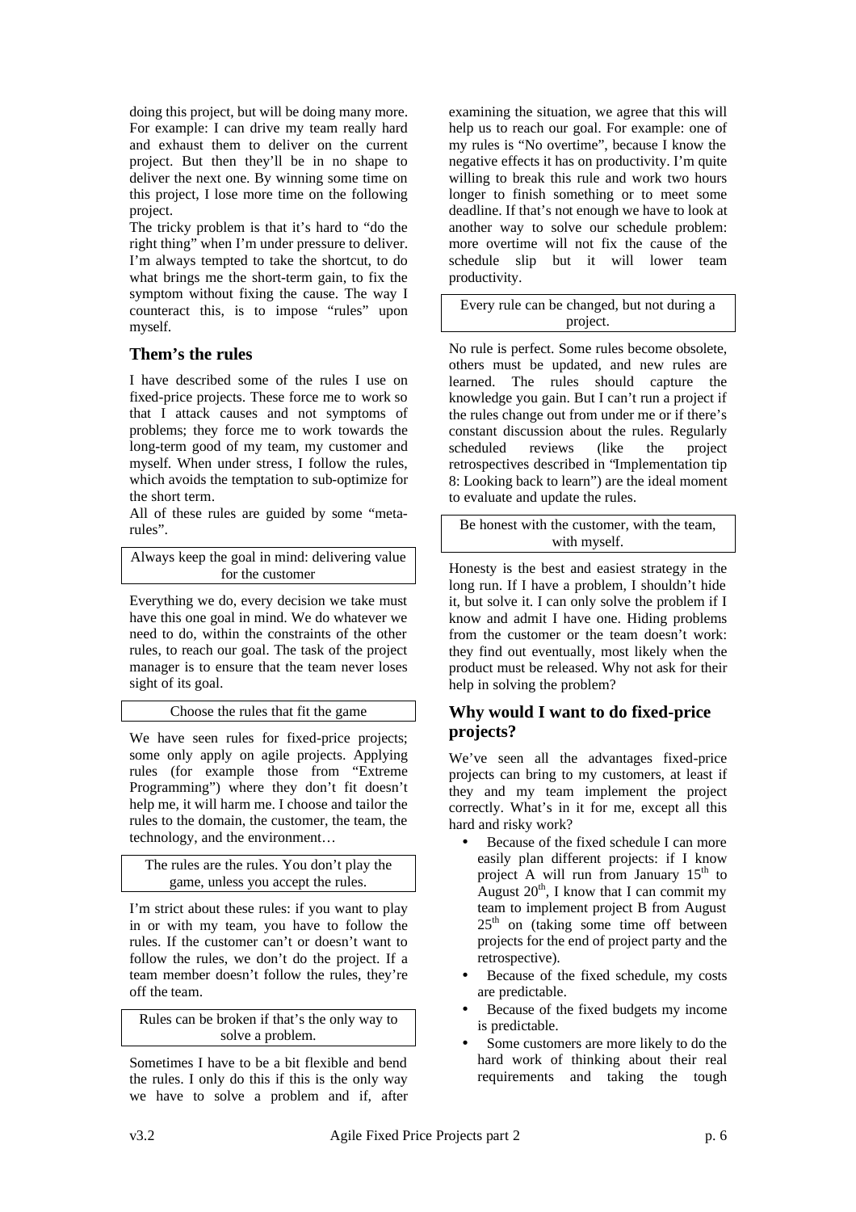doing this project, but will be doing many more. For example: I can drive my team really hard and exhaust them to deliver on the current project. But then they'll be in no shape to deliver the next one. By winning some time on this project, I lose more time on the following project.

The tricky problem is that it's hard to "do the right thing" when I'm under pressure to deliver. I'm always tempted to take the shortcut, to do what brings me the short-term gain, to fix the symptom without fixing the cause. The way I counteract this, is to impose "rules" upon myself.

## Them's the rules

I have described some of the rules I use on fixed-price projects. These force me to work so that I attack causes and not symptoms of problems; they force me to work towards the long-term good of my team, my customer and myself. When under stress, I follow the rules, which avoids the temptation to sub-optimize for the short term.

All of these rules are guided by some "meta-rules".

> Always keep the goal in mind: delivering value for the customer

Everything we do, every decision we take must have this one goal in mind. We do whatever we need to do, within the constraints of the other rules, to reach our goal. The task of the project manager is to ensure that the team never loses sight of its goal.

> Choose the rules that fit the game

We have seen rules for fixed-price projects; some only apply on agile projects. Applying rules (for example those from "Extreme Programming") where they don't fit doesn't help me, it will harm me. I choose and tailor the rules to the domain, the customer, the team, the technology, and the environment…

> The rules are the rules. You don't play the game, unless you accept the rules.

I'm strict about these rules: if you want to play in or with my team, you have to follow the rules. If the customer can't or doesn't want to follow the rules, we don't do the project. If a team member doesn't follow the rules, they're off the team.

> Rules can be broken if that's the only way to solve a problem.

Sometimes I have to be a bit flexible and bend the rules. I only do this if this is the only way we have to solve a problem and if, after examining the situation, we agree that this will help us to reach our goal. For example: one of my rules is "No overtime", because I know the negative effects it has on productivity. I'm quite willing to break this rule and work two hours longer to finish something or to meet some deadline. If that's not enough we have to look at another way to solve our schedule problem: more overtime will not fix the cause of the schedule slip but it will lower team productivity.

> Every rule can be changed, but not during a project.

No rule is perfect. Some rules become obsolete, others must be updated, and new rules are learned. The rules should capture the knowledge you gain. But I can't run a project if the rules change out from under me or if there's constant discussion about the rules. Regularly scheduled reviews (like the project retrospectives described in "Implementation tip 8: Looking back to learn") are the ideal moment to evaluate and update the rules.

> Be honest with the customer, with the team, with myself.

Honesty is the best and easiest strategy in the long run. If I have a problem, I shouldn't hide it, but solve it. I can only solve the problem if I know and admit I have one. Hiding problems from the customer or the team doesn't work: they find out eventually, most likely when the product must be released. Why not ask for their help in solving the problem?

## Why would I want to do fixed-price projects?

We've seen all the advantages fixed-price projects can bring to my customers, at least if they and my team implement the project correctly. What's in it for me, except all this hard and risky work?

- Because of the fixed schedule I can more easily plan different projects: if I know project A will run from January 15th to August 20th, I know that I can commit my team to implement project B from August 25th on (taking some time off between projects for the end of project party and the retrospective).
- Because of the fixed schedule, my costs are predictable.
- Because of the fixed budgets my income is predictable.
- Some customers are more likely to do the hard work of thinking about their real requirements and taking the tough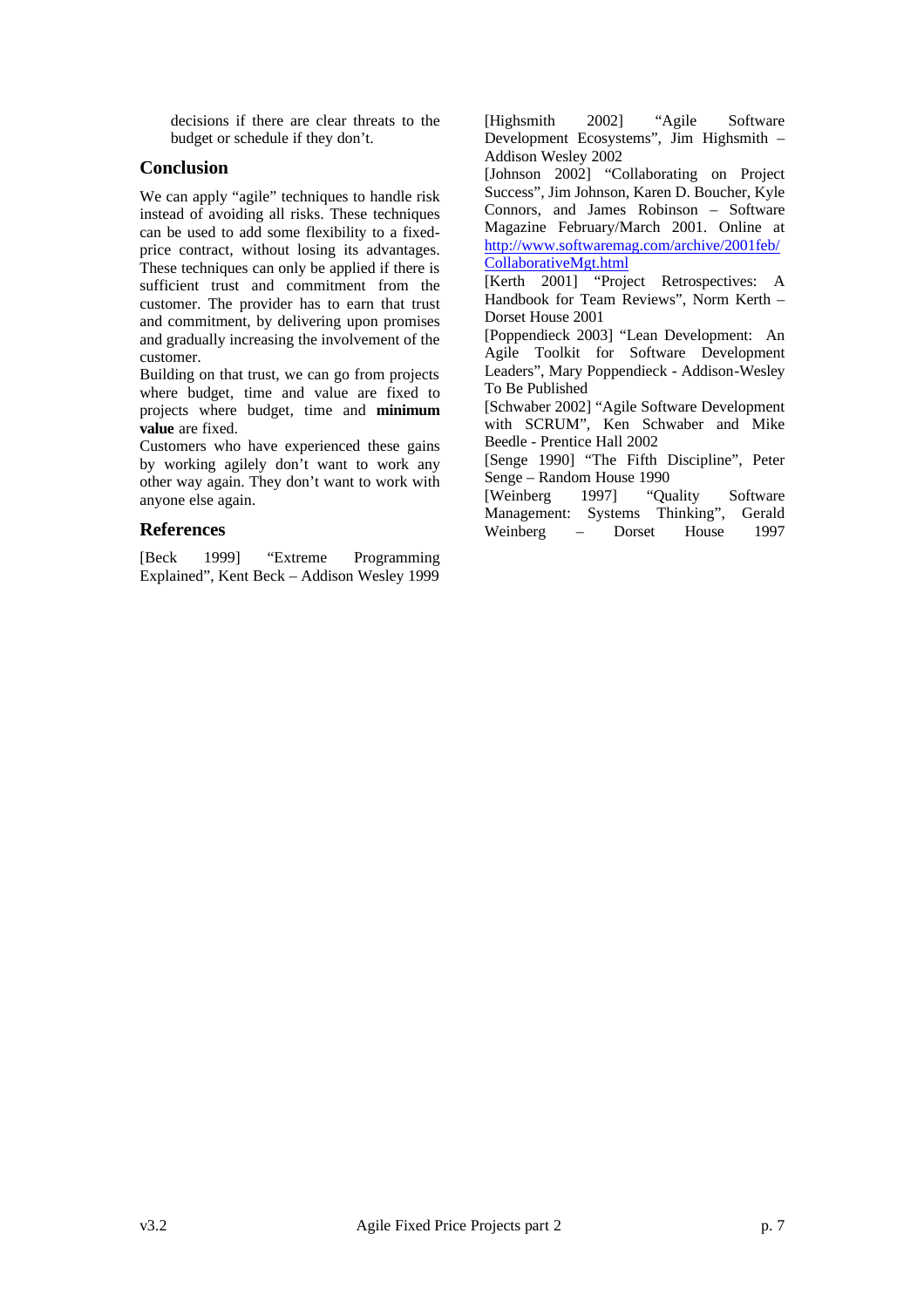decisions if there are clear threats to the budget or schedule if they don't.

## Conclusion

We can apply "agile" techniques to handle risk instead of avoiding all risks. These techniques can be used to add some flexibility to a fixed-price contract, without losing its advantages. These techniques can only be applied if there is sufficient trust and commitment from the customer. The provider has to earn that trust and commitment, by delivering upon promises and gradually increasing the involvement of the customer.

Building on that trust, we can go from projects where budget, time and value are fixed to projects where budget, time and **minimum value** are fixed.

Customers who have experienced these gains by working agilely don't want to work any other way again. They don't want to work with anyone else again.

## References

[Beck 1999] "Extreme Programming Explained", Kent Beck – Addison Wesley 1999

[Highsmith 2002] "Agile Software Development Ecosystems", Jim Highsmith – Addison Wesley 2002

[Johnson 2002] "Collaborating on Project Success", Jim Johnson, Karen D. Boucher, Kyle Connors, and James Robinson – Software Magazine February/March 2001. Online at http://www.softwaremag.com/archive/2001feb/CollaborativeMgt.html

[Kerth 2001] "Project Retrospectives: A Handbook for Team Reviews", Norm Kerth – Dorset House 2001

[Poppendieck 2003] "Lean Development: An Agile Toolkit for Software Development Leaders", Mary Poppendieck - Addison-Wesley To Be Published

[Schwaber 2002] "Agile Software Development with SCRUM", Ken Schwaber and Mike Beedle - Prentice Hall 2002

[Senge 1990] "The Fifth Discipline", Peter Senge – Random House 1990

[Weinberg 1997] "Quality Software Management: Systems Thinking", Gerald Weinberg – Dorset House 1997